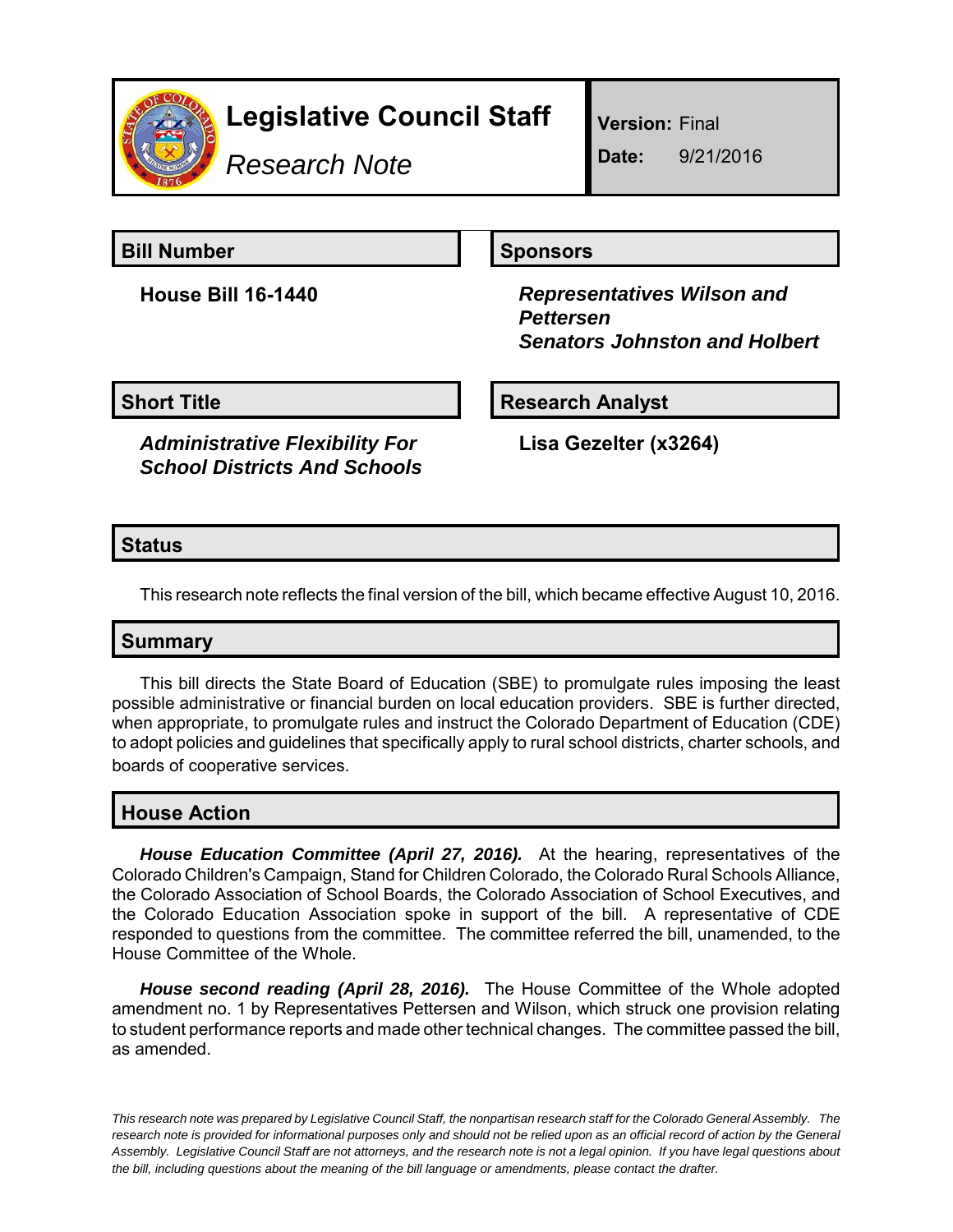# Legislative Council Staff

*Research Note*

**Version:** Final

**Date:** 9/21/2016

| **Bill Number** | **Sponsors** |
| --- | --- |
| **House Bill 16-1440** | ***Representatives Wilson and Pettersen*** <br> ***Senators Johnston and Holbert*** |

| **Short Title** | **Research Analyst** |
| --- | --- |
| ***Administrative Flexibility For School Districts And Schools*** | **Lisa Gezelter (x3264)** |

## Status

This research note reflects the final version of the bill, which became effective August 10, 2016.

## Summary

This bill directs the State Board of Education (SBE) to promulgate rules imposing the least possible administrative or financial burden on local education providers. SBE is further directed, when appropriate, to promulgate rules and instruct the Colorado Department of Education (CDE) to adopt policies and guidelines that specifically apply to rural school districts, charter schools, and boards of cooperative services.

## House Action

***House Education Committee (April 27, 2016).*** At the hearing, representatives of the Colorado Children's Campaign, Stand for Children Colorado, the Colorado Rural Schools Alliance, the Colorado Association of School Boards, the Colorado Association of School Executives, and the Colorado Education Association spoke in support of the bill. A representative of CDE responded to questions from the committee. The committee referred the bill, unamended, to the House Committee of the Whole.

***House second reading (April 28, 2016).*** The House Committee of the Whole adopted amendment no. 1 by Representatives Pettersen and Wilson, which struck one provision relating to student performance reports and made other technical changes. The committee passed the bill, as amended.

*This research note was prepared by Legislative Council Staff, the nonpartisan research staff for the Colorado General Assembly. The research note is provided for informational purposes only and should not be relied upon as an official record of action by the General Assembly. Legislative Council Staff are not attorneys, and the research note is not a legal opinion. If you have legal questions about the bill, including questions about the meaning of the bill language or amendments, please contact the drafter.*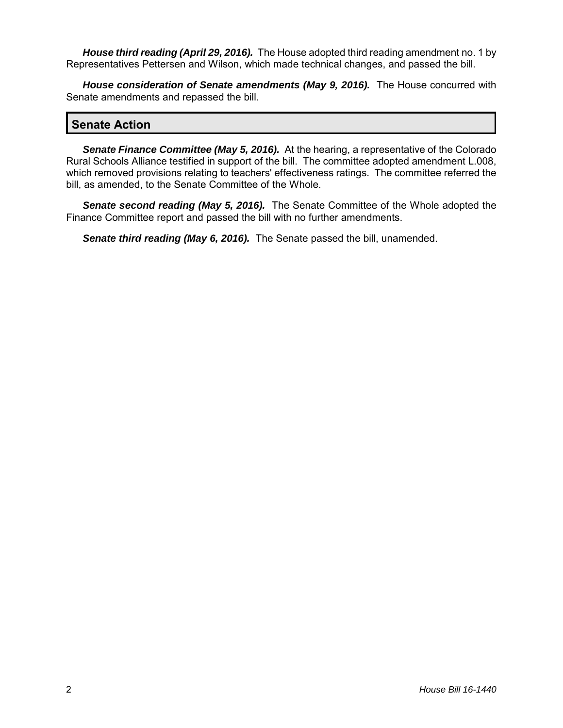***House third reading (April 29, 2016).*** The House adopted third reading amendment no. 1 by Representatives Pettersen and Wilson, which made technical changes, and passed the bill.

***House consideration of Senate amendments (May 9, 2016).*** The House concurred with Senate amendments and repassed the bill.

## Senate Action

***Senate Finance Committee (May 5, 2016).*** At the hearing, a representative of the Colorado Rural Schools Alliance testified in support of the bill. The committee adopted amendment L.008, which removed provisions relating to teachers' effectiveness ratings. The committee referred the bill, as amended, to the Senate Committee of the Whole.

***Senate second reading (May 5, 2016).*** The Senate Committee of the Whole adopted the Finance Committee report and passed the bill with no further amendments.

***Senate third reading (May 6, 2016).*** The Senate passed the bill, unamended.